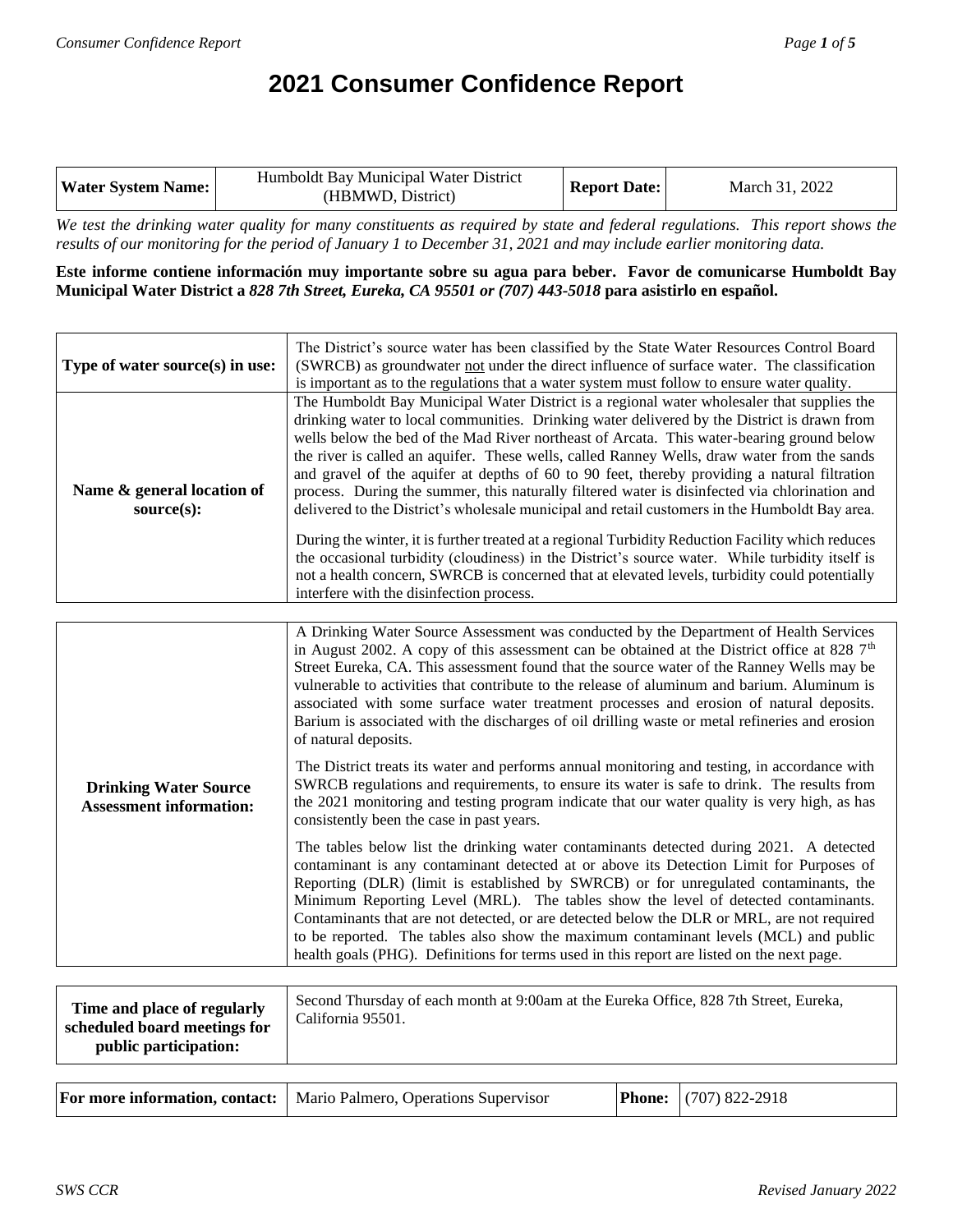# 2021 Consumer Confidence Report

| Water System Name: | Humboldt Bay Municipal Water District (HBMWD, District) | Report Date: | March 31, 2022 |
|---|---|---|---|

*We test the drinking water quality for many constituents as required by state and federal regulations. This report shows the results of our monitoring for the period of January 1 to December 31, 2021 and may include earlier monitoring data.*

**Este informe contiene información muy importante sobre su agua para beber. Favor de comunicarse Humboldt Bay Municipal Water District a *828 7th Street, Eureka, CA 95501 or (707) 443-5018* para asistirlo en español.**

| | |
|---|---|
| **Type of water source(s) in use:** | The District's source water has been classified by the State Water Resources Control Board (SWRCB) as groundwater not under the direct influence of surface water. The classification is important as to the regulations that a water system must follow to ensure water quality. |
| **Name & general location of source(s):** | The Humboldt Bay Municipal Water District is a regional water wholesaler that supplies the drinking water to local communities. Drinking water delivered by the District is drawn from wells below the bed of the Mad River northeast of Arcata. This water-bearing ground below the river is called an aquifer. These wells, called Ranney Wells, draw water from the sands and gravel of the aquifer at depths of 60 to 90 feet, thereby providing a natural filtration process. During the summer, this naturally filtered water is disinfected via chlorination and delivered to the District's wholesale municipal and retail customers in the Humboldt Bay area.<br><br>During the winter, it is further treated at a regional Turbidity Reduction Facility which reduces the occasional turbidity (cloudiness) in the District's source water. While turbidity itself is not a health concern, SWRCB is concerned that at elevated levels, turbidity could potentially interfere with the disinfection process. |

| | |
|---|---|
| **Drinking Water Source Assessment information:** | A Drinking Water Source Assessment was conducted by the Department of Health Services in August 2002. A copy of this assessment can be obtained at the District office at 828 7th Street Eureka, CA. This assessment found that the source water of the Ranney Wells may be vulnerable to activities that contribute to the release of aluminum and barium. Aluminum is associated with some surface water treatment processes and erosion of natural deposits. Barium is associated with the discharges of oil drilling waste or metal refineries and erosion of natural deposits.<br><br>The District treats its water and performs annual monitoring and testing, in accordance with SWRCB regulations and requirements, to ensure its water is safe to drink. The results from the 2021 monitoring and testing program indicate that our water quality is very high, as has consistently been the case in past years.<br><br>The tables below list the drinking water contaminants detected during 2021. A detected contaminant is any contaminant detected at or above its Detection Limit for Purposes of Reporting (DLR) (limit is established by SWRCB) or for unregulated contaminants, the Minimum Reporting Level (MRL). The tables show the level of detected contaminants. Contaminants that are not detected, or are detected below the DLR or MRL, are not required to be reported. The tables also show the maximum contaminant levels (MCL) and public health goals (PHG). Definitions for terms used in this report are listed on the next page. |

| | |
|---|---|
| **Time and place of regularly scheduled board meetings for public participation:** | Second Thursday of each month at 9:00am at the Eureka Office, 828 7th Street, Eureka, California 95501. |

| For more information, contact: | Mario Palmero, Operations Supervisor | Phone: | (707) 822-2918 |
|---|---|---|---|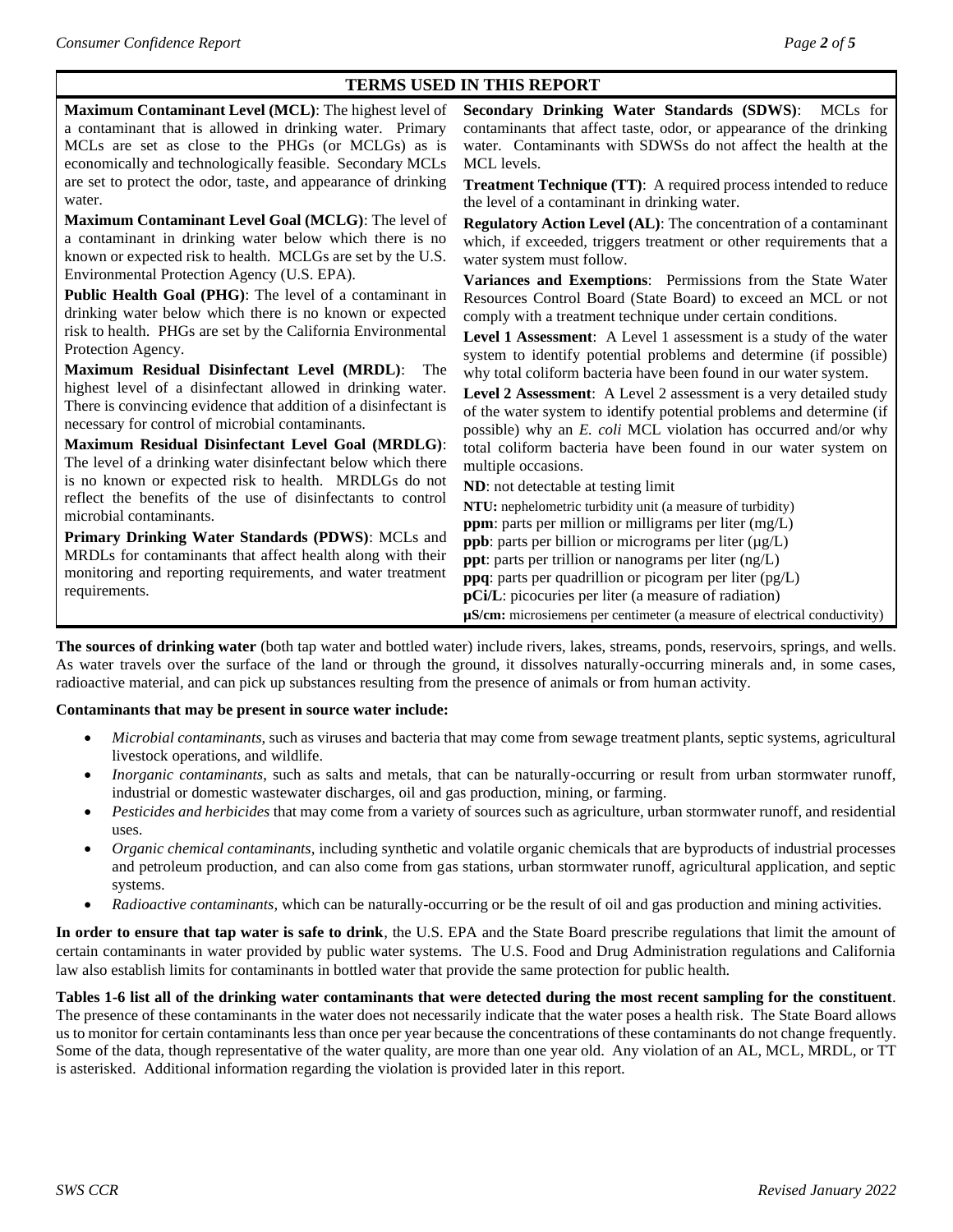## TERMS USED IN THIS REPORT

**Maximum Contaminant Level (MCL)**: The highest level of a contaminant that is allowed in drinking water. Primary MCLs are set as close to the PHGs (or MCLGs) as is economically and technologically feasible. Secondary MCLs are set to protect the odor, taste, and appearance of drinking water.

**Maximum Contaminant Level Goal (MCLG)**: The level of a contaminant in drinking water below which there is no known or expected risk to health. MCLGs are set by the U.S. Environmental Protection Agency (U.S. EPA).

**Public Health Goal (PHG)**: The level of a contaminant in drinking water below which there is no known or expected risk to health. PHGs are set by the California Environmental Protection Agency.

**Maximum Residual Disinfectant Level (MRDL)**: The highest level of a disinfectant allowed in drinking water. There is convincing evidence that addition of a disinfectant is necessary for control of microbial contaminants.

**Maximum Residual Disinfectant Level Goal (MRDLG)**: The level of a drinking water disinfectant below which there is no known or expected risk to health. MRDLGs do not reflect the benefits of the use of disinfectants to control microbial contaminants.

**Primary Drinking Water Standards (PDWS)**: MCLs and MRDLs for contaminants that affect health along with their monitoring and reporting requirements, and water treatment requirements.

**Secondary Drinking Water Standards (SDWS)**: MCLs for contaminants that affect taste, odor, or appearance of the drinking water. Contaminants with SDWSs do not affect the health at the MCL levels.

**Treatment Technique (TT)**: A required process intended to reduce the level of a contaminant in drinking water.

**Regulatory Action Level (AL)**: The concentration of a contaminant which, if exceeded, triggers treatment or other requirements that a water system must follow.

**Variances and Exemptions**: Permissions from the State Water Resources Control Board (State Board) to exceed an MCL or not comply with a treatment technique under certain conditions.

**Level 1 Assessment**: A Level 1 assessment is a study of the water system to identify potential problems and determine (if possible) why total coliform bacteria have been found in our water system.

**Level 2 Assessment**: A Level 2 assessment is a very detailed study of the water system to identify potential problems and determine (if possible) why an *E. coli* MCL violation has occurred and/or why total coliform bacteria have been found in our water system on multiple occasions.

**ND**: not detectable at testing limit

**NTU:** nephelometric turbidity unit (a measure of turbidity)

**ppm**: parts per million or milligrams per liter (mg/L)

**ppb**: parts per billion or micrograms per liter (μg/L)

**ppt**: parts per trillion or nanograms per liter (ng/L)

**ppq**: parts per quadrillion or picogram per liter (pg/L)

**pCi/L**: picocuries per liter (a measure of radiation)

**μS/cm:** microsiemens per centimeter (a measure of electrical conductivity)

**The sources of drinking water** (both tap water and bottled water) include rivers, lakes, streams, ponds, reservoirs, springs, and wells. As water travels over the surface of the land or through the ground, it dissolves naturally-occurring minerals and, in some cases, radioactive material, and can pick up substances resulting from the presence of animals or from human activity.

**Contaminants that may be present in source water include:**

- *Microbial contaminants*, such as viruses and bacteria that may come from sewage treatment plants, septic systems, agricultural livestock operations, and wildlife.
- *Inorganic contaminants*, such as salts and metals, that can be naturally-occurring or result from urban stormwater runoff, industrial or domestic wastewater discharges, oil and gas production, mining, or farming.
- *Pesticides and herbicides* that may come from a variety of sources such as agriculture, urban stormwater runoff, and residential uses.
- *Organic chemical contaminants*, including synthetic and volatile organic chemicals that are byproducts of industrial processes and petroleum production, and can also come from gas stations, urban stormwater runoff, agricultural application, and septic systems.
- *Radioactive contaminants*, which can be naturally-occurring or be the result of oil and gas production and mining activities.

**In order to ensure that tap water is safe to drink**, the U.S. EPA and the State Board prescribe regulations that limit the amount of certain contaminants in water provided by public water systems. The U.S. Food and Drug Administration regulations and California law also establish limits for contaminants in bottled water that provide the same protection for public health.

**Tables 1-6 list all of the drinking water contaminants that were detected during the most recent sampling for the constituent**. The presence of these contaminants in the water does not necessarily indicate that the water poses a health risk. The State Board allows us to monitor for certain contaminants less than once per year because the concentrations of these contaminants do not change frequently. Some of the data, though representative of the water quality, are more than one year old. Any violation of an AL, MCL, MRDL, or TT is asterisked. Additional information regarding the violation is provided later in this report.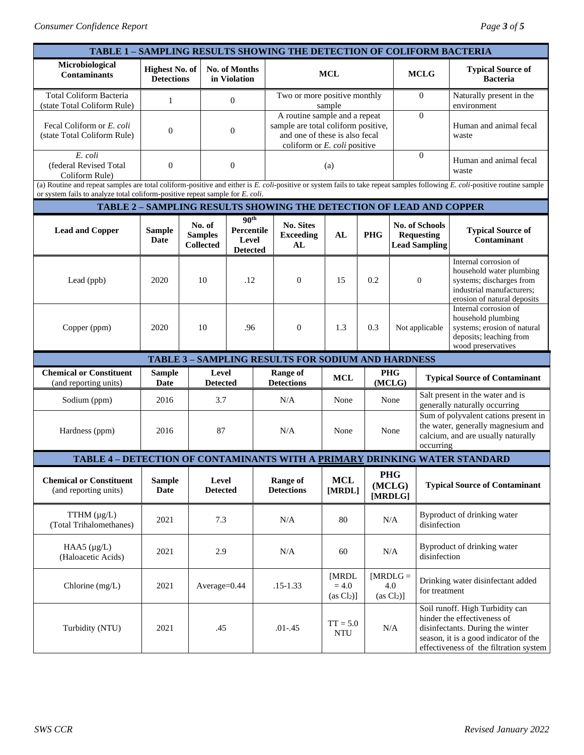**TABLE 1 – SAMPLING RESULTS SHOWING THE DETECTION OF COLIFORM BACTERIA**

| Microbiological Contaminants | Highest No. of Detections | No. of Months in Violation | MCL | MCLG | Typical Source of Bacteria |
|---|---|---|---|---|---|
| Total Coliform Bacteria (state Total Coliform Rule) | 1 | 0 | Two or more positive monthly sample | 0 | Naturally present in the environment |
| Fecal Coliform or *E. coli* (state Total Coliform Rule) | 0 | 0 | A routine sample and a repeat sample are total coliform positive, and one of these is also fecal coliform or *E. coli* positive | 0 | Human and animal fecal waste |
| *E. coli* (federal Revised Total Coliform Rule) | 0 | 0 | (a) | 0 | Human and animal fecal waste |

(a) Routine and repeat samples are total coliform-positive and either is *E. coli*-positive or system fails to take repeat samples following *E. coli*-positive routine sample or system fails to analyze total coliform-positive repeat sample for *E. coli*.

**TABLE 2 – SAMPLING RESULTS SHOWING THE DETECTION OF LEAD AND COPPER**

| Lead and Copper | Sample Date | No. of Samples Collected | 90th Percentile Level Detected | No. Sites Exceeding AL | AL | PHG | No. of Schools Requesting Lead Sampling | Typical Source of Contaminant |
|---|---|---|---|---|---|---|---|---|
| Lead (ppb) | 2020 | 10 | .12 | 0 | 15 | 0.2 | 0 | Internal corrosion of household water plumbing systems; discharges from industrial manufacturers; erosion of natural deposits |
| Copper (ppm) | 2020 | 10 | .96 | 0 | 1.3 | 0.3 | Not applicable | Internal corrosion of household plumbing systems; erosion of natural deposits; leaching from wood preservatives |

**TABLE 3 – SAMPLING RESULTS FOR SODIUM AND HARDNESS**

| Chemical or Constituent (and reporting units) | Sample Date | Level Detected | Range of Detections | MCL | PHG (MCLG) | Typical Source of Contaminant |
|---|---|---|---|---|---|---|
| Sodium (ppm) | 2016 | 3.7 | N/A | None | None | Salt present in the water and is generally naturally occurring |
| Hardness (ppm) | 2016 | 87 | N/A | None | None | Sum of polyvalent cations present in the water, generally magnesium and calcium, and are usually naturally occurring |

**TABLE 4 – DETECTION OF CONTAMINANTS WITH A PRIMARY DRINKING WATER STANDARD**

| Chemical or Constituent (and reporting units) | Sample Date | Level Detected | Range of Detections | MCL [MRDL] | PHG (MCLG) [MRDLG] | Typical Source of Contaminant |
|---|---|---|---|---|---|---|
| TTHM (µg/L) (Total Trihalomethanes) | 2021 | 7.3 | N/A | 80 | N/A | Byproduct of drinking water disinfection |
| HAA5 (µg/L) (Haloacetic Acids) | 2021 | 2.9 | N/A | 60 | N/A | Byproduct of drinking water disinfection |
| Chlorine (mg/L) | 2021 | Average=0.44 | .15-1.33 | [MRDL = 4.0 (as $Cl_2$)] | [MRDLG = 4.0 (as $Cl_2$)] | Drinking water disinfectant added for treatment |
| Turbidity (NTU) | 2021 | .45 | .01-.45 | TT = 5.0 NTU | N/A | Soil runoff. High Turbidity can hinder the effectiveness of disinfectants. During the winter season, it is a good indicator of the effectiveness of the filtration system |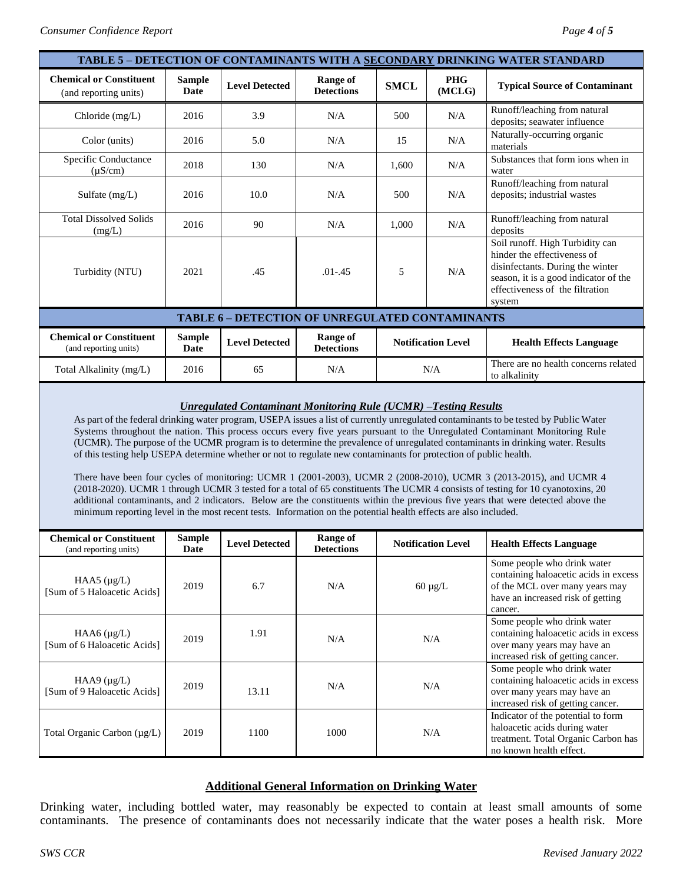## TABLE 5 – DETECTION OF CONTAMINANTS WITH A SECONDARY DRINKING WATER STANDARD

| Chemical or Constituent (and reporting units) | Sample Date | Level Detected | Range of Detections | SMCL | PHG (MCLG) | Typical Source of Contaminant |
|---|---|---|---|---|---|---|
| Chloride (mg/L) | 2016 | 3.9 | N/A | 500 | N/A | Runoff/leaching from natural deposits; seawater influence |
| Color (units) | 2016 | 5.0 | N/A | 15 | N/A | Naturally-occurring organic materials |
| Specific Conductance (μS/cm) | 2018 | 130 | N/A | 1,600 | N/A | Substances that form ions when in water |
| Sulfate (mg/L) | 2016 | 10.0 | N/A | 500 | N/A | Runoff/leaching from natural deposits; industrial wastes |
| Total Dissolved Solids (mg/L) | 2016 | 90 | N/A | 1,000 | N/A | Runoff/leaching from natural deposits |
| Turbidity (NTU) | 2021 | .45 | .01-.45 | 5 | N/A | Soil runoff. High Turbidity can hinder the effectiveness of disinfectants. During the winter season, it is a good indicator of the effectiveness of the filtration system |

## TABLE 6 – DETECTION OF UNREGULATED CONTAMINANTS

| Chemical or Constituent (and reporting units) | Sample Date | Level Detected | Range of Detections | Notification Level | Health Effects Language |
|---|---|---|---|---|---|
| Total Alkalinity (mg/L) | 2016 | 65 | N/A | N/A | There are no health concerns related to alkalinity |

### *Unregulated Contaminant Monitoring Rule (UCMR) –Testing Results*

As part of the federal drinking water program, USEPA issues a list of currently unregulated contaminants to be tested by Public Water Systems throughout the nation. This process occurs every five years pursuant to the Unregulated Contaminant Monitoring Rule (UCMR). The purpose of the UCMR program is to determine the prevalence of unregulated contaminants in drinking water. Results of this testing help USEPA determine whether or not to regulate new contaminants for protection of public health.

There have been four cycles of monitoring: UCMR 1 (2001-2003), UCMR 2 (2008-2010), UCMR 3 (2013-2015), and UCMR 4 (2018-2020). UCMR 1 through UCMR 3 tested for a total of 65 constituents The UCMR 4 consists of testing for 10 cyanotoxins, 20 additional contaminants, and 2 indicators. Below are the constituents within the previous five years that were detected above the minimum reporting level in the most recent tests. Information on the potential health effects are also included.

| Chemical or Constituent (and reporting units) | Sample Date | Level Detected | Range of Detections | Notification Level | Health Effects Language |
|---|---|---|---|---|---|
| HAA5 (μg/L) [Sum of 5 Haloacetic Acids] | 2019 | 6.7 | N/A | 60 μg/L | Some people who drink water containing haloacetic acids in excess of the MCL over many years may have an increased risk of getting cancer. |
| HAA6 (μg/L) [Sum of 6 Haloacetic Acids] | 2019 | 1.91 | N/A | N/A | Some people who drink water containing haloacetic acids in excess over many years may have an increased risk of getting cancer. |
| HAA9 (μg/L) [Sum of 9 Haloacetic Acids] | 2019 | 13.11 | N/A | N/A | Some people who drink water containing haloacetic acids in excess over many years may have an increased risk of getting cancer. |
| Total Organic Carbon (μg/L) | 2019 | 1100 | 1000 | N/A | Indicator of the potential to form haloacetic acids during water treatment. Total Organic Carbon has no known health effect. |

## Additional General Information on Drinking Water

Drinking water, including bottled water, may reasonably be expected to contain at least small amounts of some contaminants. The presence of contaminants does not necessarily indicate that the water poses a health risk. More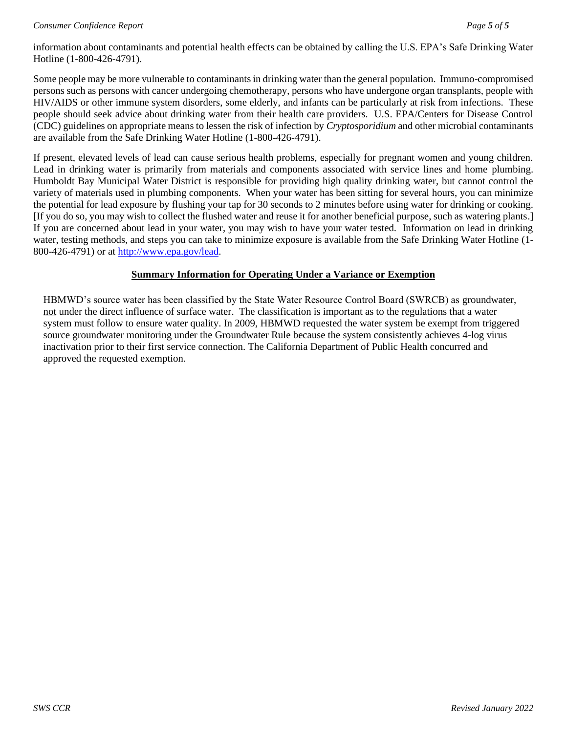information about contaminants and potential health effects can be obtained by calling the U.S. EPA's Safe Drinking Water Hotline (1-800-426-4791).

Some people may be more vulnerable to contaminants in drinking water than the general population. Immuno-compromised persons such as persons with cancer undergoing chemotherapy, persons who have undergone organ transplants, people with HIV/AIDS or other immune system disorders, some elderly, and infants can be particularly at risk from infections. These people should seek advice about drinking water from their health care providers. U.S. EPA/Centers for Disease Control (CDC) guidelines on appropriate means to lessen the risk of infection by *Cryptosporidium* and other microbial contaminants are available from the Safe Drinking Water Hotline (1-800-426-4791).

If present, elevated levels of lead can cause serious health problems, especially for pregnant women and young children. Lead in drinking water is primarily from materials and components associated with service lines and home plumbing. Humboldt Bay Municipal Water District is responsible for providing high quality drinking water, but cannot control the variety of materials used in plumbing components. When your water has been sitting for several hours, you can minimize the potential for lead exposure by flushing your tap for 30 seconds to 2 minutes before using water for drinking or cooking. [If you do so, you may wish to collect the flushed water and reuse it for another beneficial purpose, such as watering plants.] If you are concerned about lead in your water, you may wish to have your water tested. Information on lead in drinking water, testing methods, and steps you can take to minimize exposure is available from the Safe Drinking Water Hotline (1-800-426-4791) or at [http://www.epa.gov/lead](http://www.epa.gov/lead).

## **Summary Information for Operating Under a Variance or Exemption**

HBMWD's source water has been classified by the State Water Resource Control Board (SWRCB) as groundwater, not under the direct influence of surface water. The classification is important as to the regulations that a water system must follow to ensure water quality. In 2009, HBMWD requested the water system be exempt from triggered source groundwater monitoring under the Groundwater Rule because the system consistently achieves 4-log virus inactivation prior to their first service connection. The California Department of Public Health concurred and approved the requested exemption.